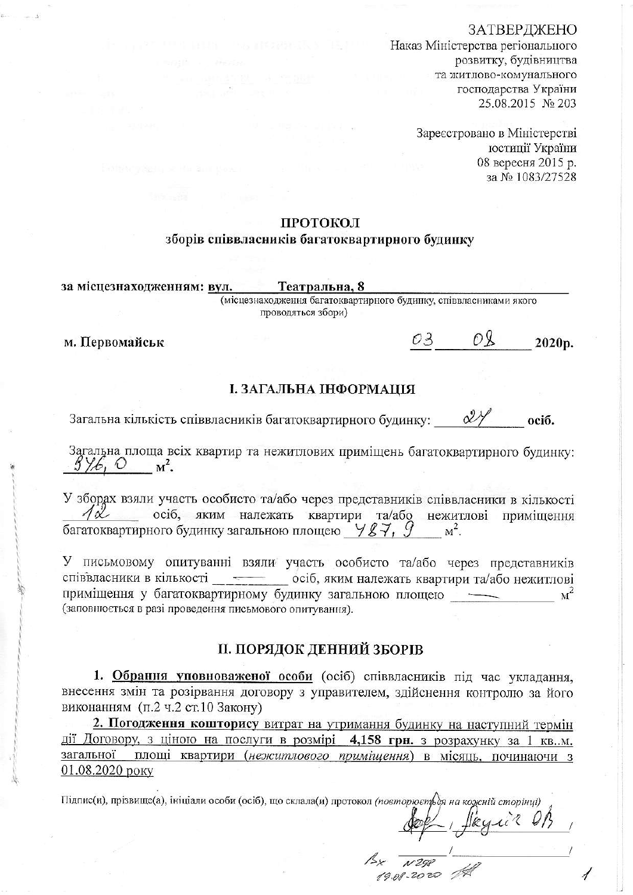ЗАТВЕРДЖЕНО
Наказ Міністерства регіонального розвитку, будівництва та житлово-комунального господарства України
25.08.2015 № 203

Зареєстровано в Міністерстві юстиції України
08 вересня 2015 р.
за № 1083/27528

# ПРОТОКОЛ
## зборів співвласників багатоквартирного будинку

**за місцезнаходженням: вул. Театральна, 8**
(місцезнаходження багатоквартирного будинку, співвласниками якого проводяться збори)

**м. Первомайськ** 03 08 **2020р.**

## І. ЗАГАЛЬНА ІНФОРМАЦІЯ

Загальна кількість співвласників багатоквартирного будинку: 24 **осіб.**

Загальна площа всіх квартир та нежитлових приміщень багатоквартирного будинку: 846,0 **м².**

У зборах взяли участь особисто та/або через представників співвласники в кількості 12 осіб, яким належать квартири та/або нежитлові приміщення багатоквартирного будинку загальною площею 487,9 м².

У письмовому опитуванні взяли участь особисто та/або через представників співвласники в кількості — осіб, яким належать квартири та/або нежитлові приміщення у багатоквартирному будинку загальною площею — м²
(заповнюється в разі проведення письмового опитування).

## ІІ. ПОРЯДОК ДЕННИЙ ЗБОРІВ

**1. Обрання уповноваженої особи** (осіб) співвласників під час укладання, внесення змін та розірвання договору з управителем, здійснення контролю за його виконанням (п.2 ч.2 ст.10 Закону)

**2. Погодження кошторису** витрат на утримання будинку на наступний термін дії Договору, з ціною на послуги в розмірі **4,158 грн.** з розрахунку за 1 кв..м. загальної площі квартири (*нежитлового приміщення*) в місяць, починаючи з 01.08.2020 року

Підпис(и), прізвище(а), ініціали особи (осіб), що склала(и) протокол (*повторюється на кожній сторінці*)

[підпис] / Якуліс О.В. /

Вх № 298 19.08.2020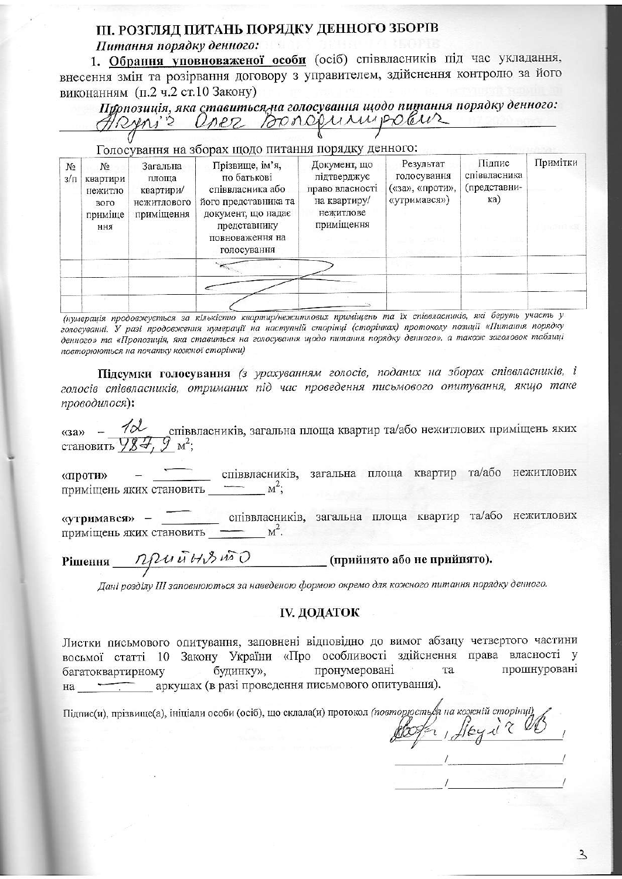## III. РОЗГЛЯД ПИТАНЬ ПОРЯДКУ ДЕННОГО ЗБОРІВ

***Питання порядку денного:***

1. **Обрання уповноваженої особи** (осіб) співвласників під час укладання, внесення змін та розірвання договору з управителем, здійснення контролю за його виконанням (п.2 ч.2 ст.10 Закону)

***Пропозиція, яка ставиться на голосування щодо питання порядку денного:***

Якуніч Олег Володимирович

Голосування на зборах щодо питання порядку денного:

| № з/п | № квартири нежитлового приміщення | Загальна площа квартири/ нежитлового приміщення | Прізвище, ім'я, по батькові співвласника або його представника та документ, що надає представнику повноваження на голосування | Документ, що підтверджує право власності на квартиру/ нежитлове приміщення | Результат голосування («за», «проти», «утримався») | Підпис співвласника (представника) | Примітки |
|---|---|---|---|---|---|---|---|
| | | | | | | | |
| | | | | | | | |
| | | | | | | | |

*(нумерація продовжується за кількістю квартир/нежитлових приміщень та їх співвласників, які беруть участь у голосуванні. У разі продовження нумерації на наступній сторінці (сторінках) протоколу позиції «Питання порядку денного» та «Пропозиція, яка ставиться на голосування щодо питання порядку денного», а також заголовок таблиці повторюються на початку кожної сторінки)*

**Підсумки голосування** *(з урахуванням голосів, поданих на зборах співвласників, і голосів співвласників, отриманих під час проведення письмового опитування, якщо таке проводилося)*:

«за» – 12 співвласників, загальна площа квартир та/або нежитлових приміщень яких становить 987,9 м²;

«проти» – ——— співвласників, загальна площа квартир та/або нежитлових приміщень яких становить ——— м²;

«утримався» – ——— співвласників, загальна площа квартир та/або нежитлових приміщень яких становить ——— м².

**Рішення** прийнято **(прийнято або не прийнято).**

*Дані розділу III заповнюються за наведеною формою окремо для кожного питання порядку денного.*

## IV. ДОДАТОК

Листки письмового опитування, заповнені відповідно до вимог абзацу четвертого частини восьмої статті 10 Закону України «Про особливості здійснення права власності у багатоквартирному будинку», пронумеровані та прошнуровані на ——— аркушах (в разі проведення письмового опитування).

Підпис(и), прізвище(а), ініціали особи (осіб), що склала(и) протокол *(повторюються на кожній сторінці)*

(підпис) / Якуніч ОВ /

_______ /_______________ /

_______ /_______________ /